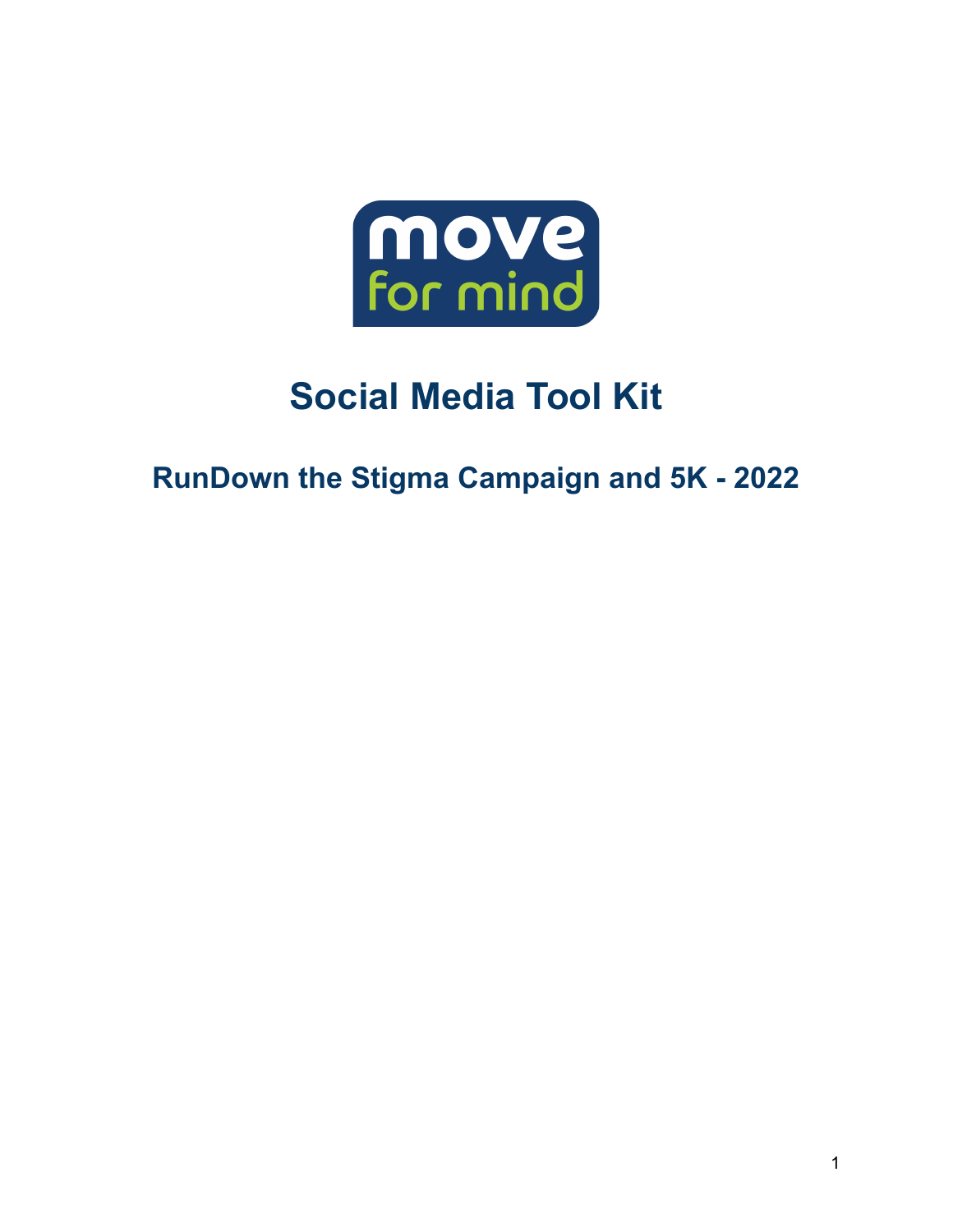move
for mind

# Social Media Tool Kit

## RunDown the Stigma Campaign and 5K - 2022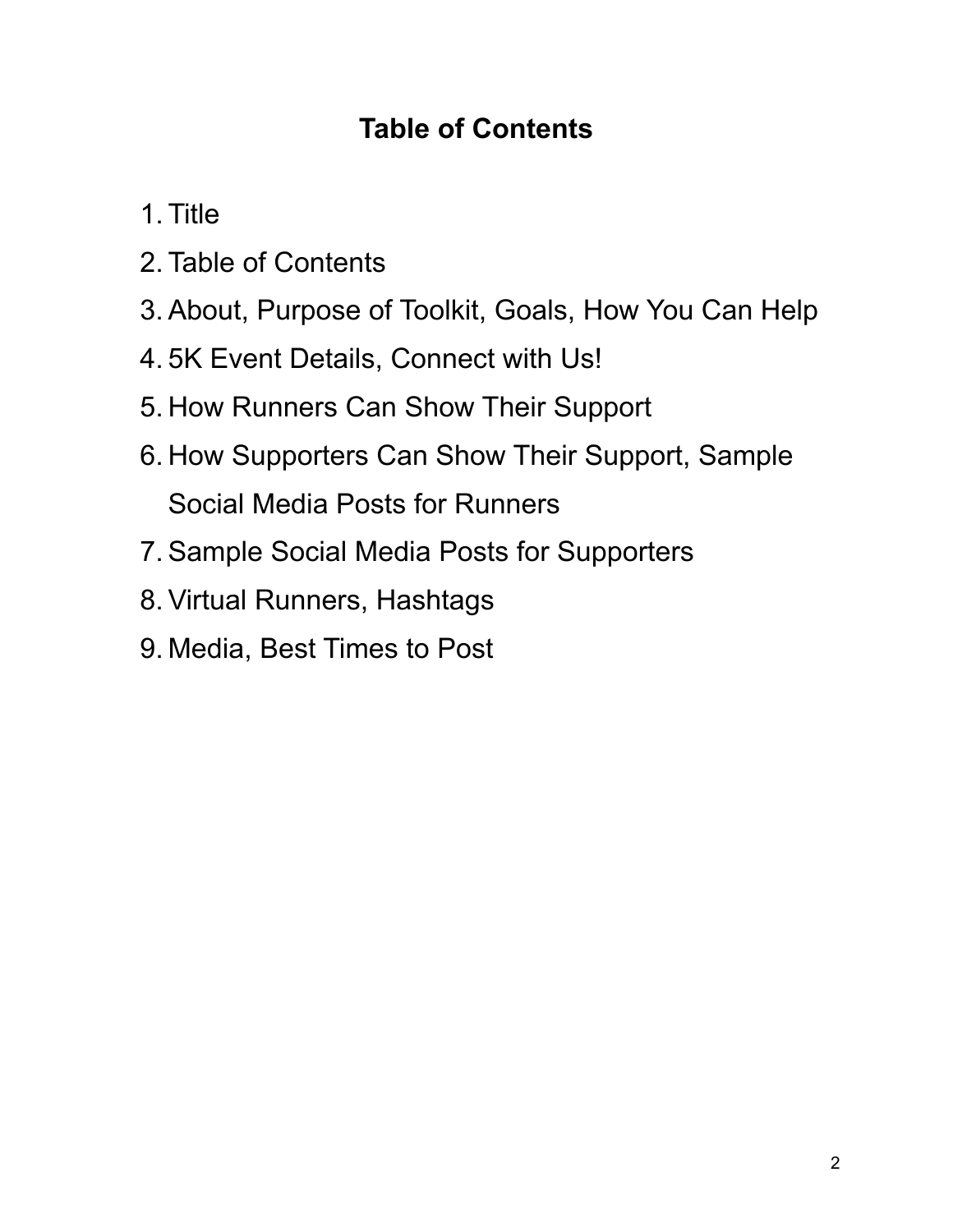# Table of Contents

1. Title
2. Table of Contents
3. About, Purpose of Toolkit, Goals, How You Can Help
4. 5K Event Details, Connect with Us!
5. How Runners Can Show Their Support
6. How Supporters Can Show Their Support, Sample Social Media Posts for Runners
7. Sample Social Media Posts for Supporters
8. Virtual Runners, Hashtags
9. Media, Best Times to Post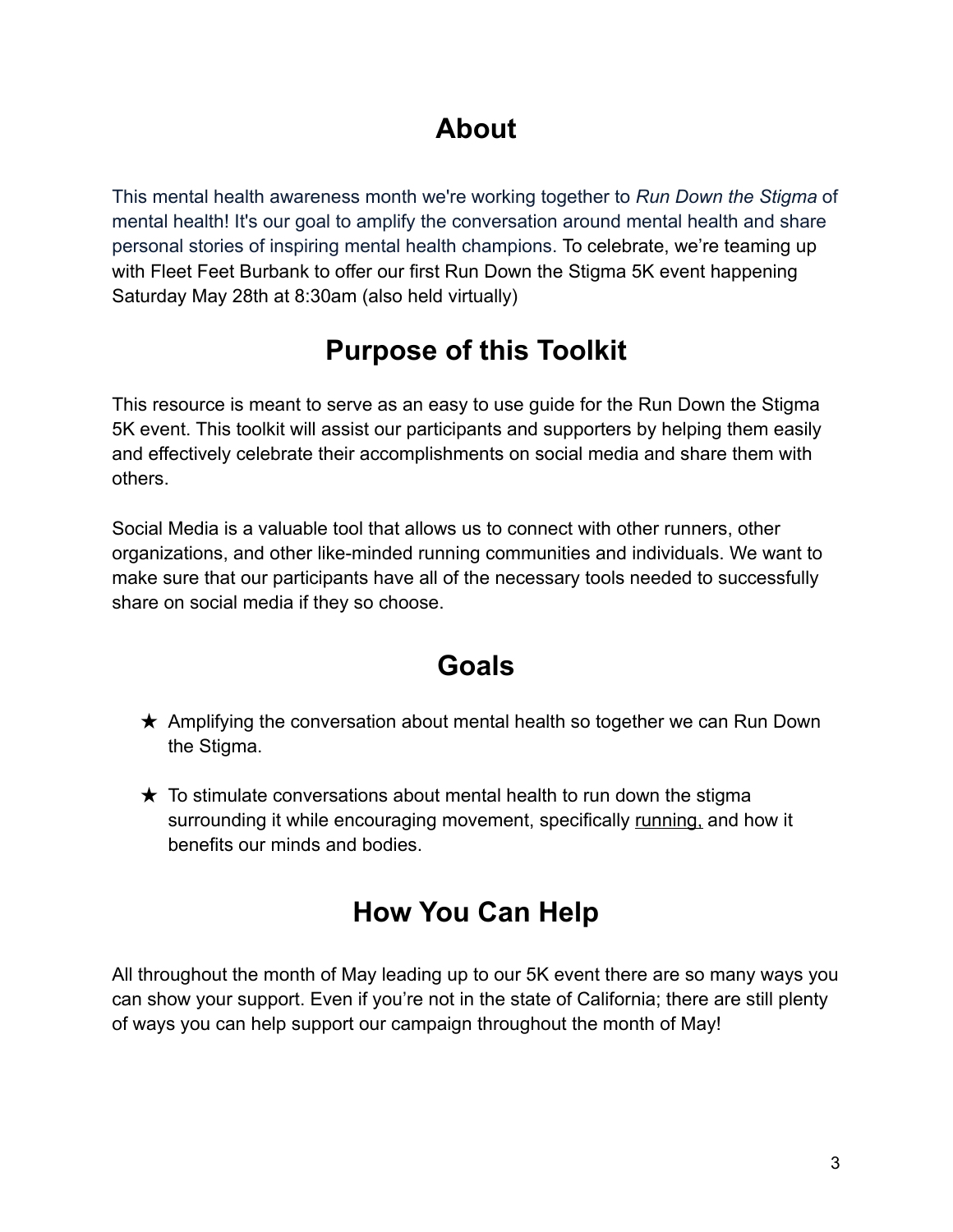## About

This mental health awareness month we're working together to *Run Down the Stigma* of mental health! It's our goal to amplify the conversation around mental health and share personal stories of inspiring mental health champions. To celebrate, we're teaming up with Fleet Feet Burbank to offer our first Run Down the Stigma 5K event happening Saturday May 28th at 8:30am (also held virtually)

## Purpose of this Toolkit

This resource is meant to serve as an easy to use guide for the Run Down the Stigma 5K event. This toolkit will assist our participants and supporters by helping them easily and effectively celebrate their accomplishments on social media and share them with others.

Social Media is a valuable tool that allows us to connect with other runners, other organizations, and other like-minded running communities and individuals. We want to make sure that our participants have all of the necessary tools needed to successfully share on social media if they so choose.

## Goals

- ★ Amplifying the conversation about mental health so together we can Run Down the Stigma.
- ★ To stimulate conversations about mental health to run down the stigma surrounding it while encouraging movement, specifically running, and how it benefits our minds and bodies.

## How You Can Help

All throughout the month of May leading up to our 5K event there are so many ways you can show your support. Even if you're not in the state of California; there are still plenty of ways you can help support our campaign throughout the month of May!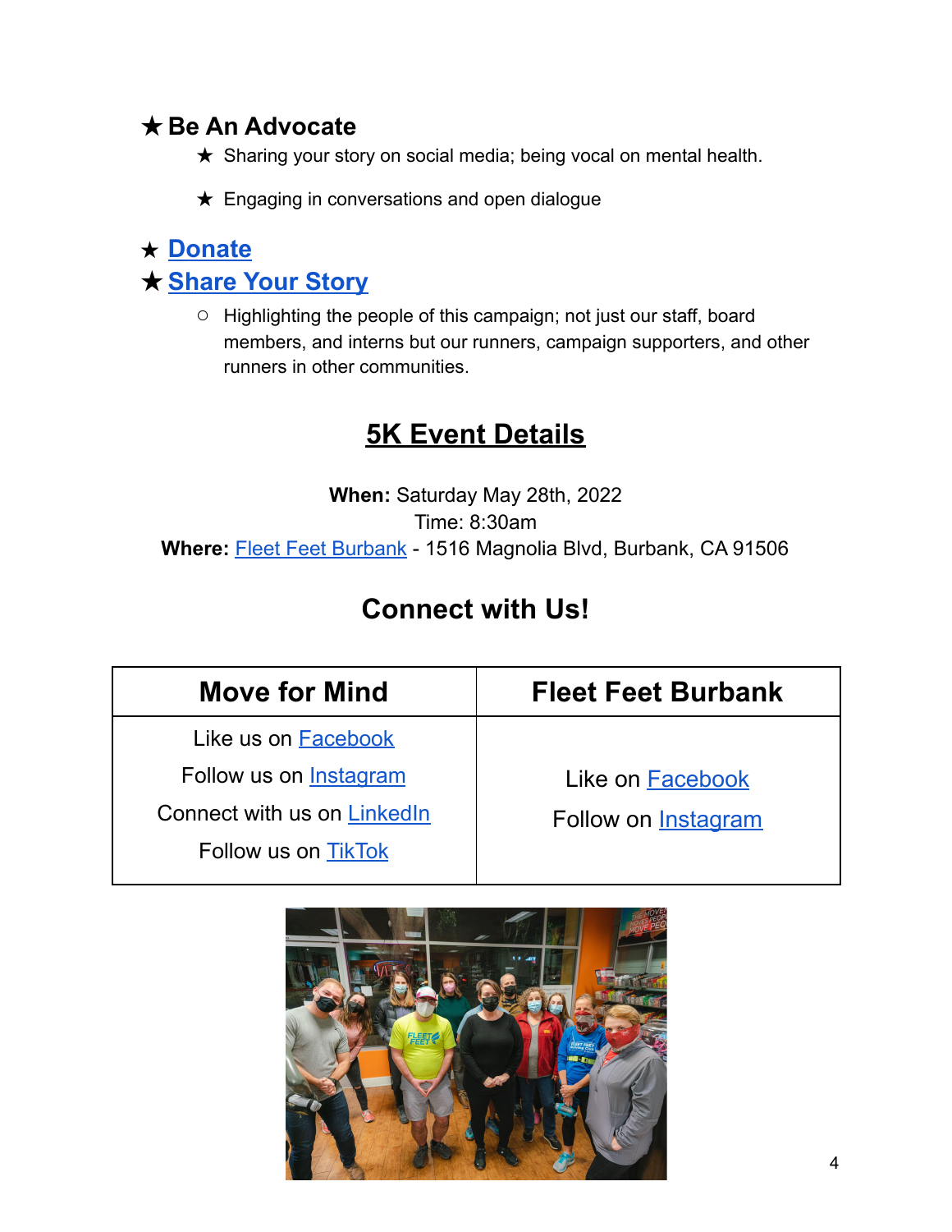★ **Be An Advocate**
  - ★ Sharing your story on social media; being vocal on mental health.
  - ★ Engaging in conversations and open dialogue

★ **Donate**

★ **Share Your Story**
  - ○ Highlighting the people of this campaign; not just our staff, board members, and interns but our runners, campaign supporters, and other runners in other communities.

## 5K Event Details

**When:** Saturday May 28th, 2022
Time: 8:30am
**Where:** Fleet Feet Burbank - 1516 Magnolia Blvd, Burbank, CA 91506

## Connect with Us!

| Move for Mind | Fleet Feet Burbank |
|---|---|
| Like us on Facebook<br>Follow us on Instagram<br>Connect with us on LinkedIn<br>Follow us on TikTok | Like on Facebook<br>Follow on Instagram |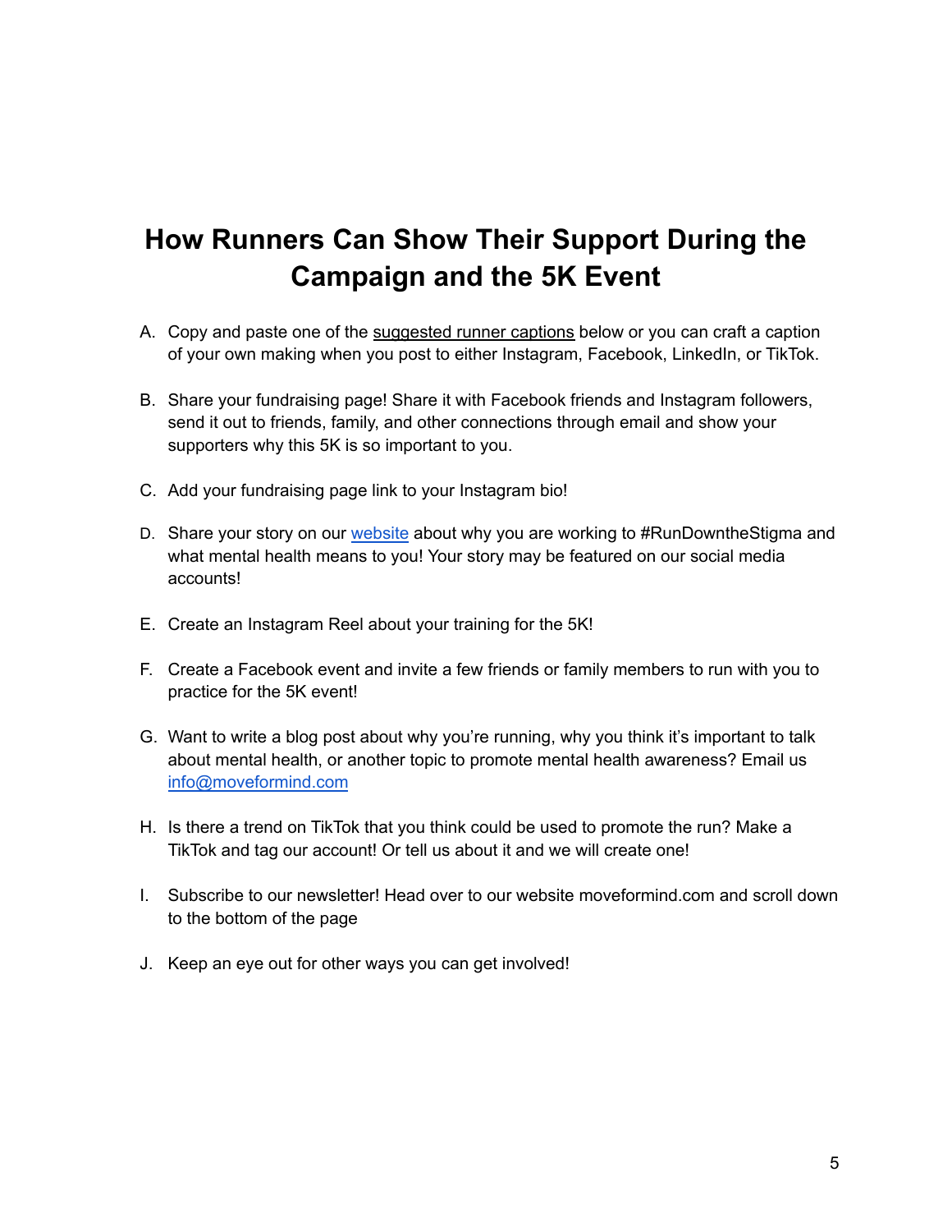# How Runners Can Show Their Support During the Campaign and the 5K Event

A. Copy and paste one of the suggested runner captions below or you can craft a caption of your own making when you post to either Instagram, Facebook, LinkedIn, or TikTok.

B. Share your fundraising page! Share it with Facebook friends and Instagram followers, send it out to friends, family, and other connections through email and show your supporters why this 5K is so important to you.

C. Add your fundraising page link to your Instagram bio!

D. Share your story on our website about why you are working to #RunDowntheStigma and what mental health means to you! Your story may be featured on our social media accounts!

E. Create an Instagram Reel about your training for the 5K!

F. Create a Facebook event and invite a few friends or family members to run with you to practice for the 5K event!

G. Want to write a blog post about why you're running, why you think it's important to talk about mental health, or another topic to promote mental health awareness? Email us info@moveformind.com

H. Is there a trend on TikTok that you think could be used to promote the run? Make a TikTok and tag our account! Or tell us about it and we will create one!

I. Subscribe to our newsletter! Head over to our website moveformind.com and scroll down to the bottom of the page

J. Keep an eye out for other ways you can get involved!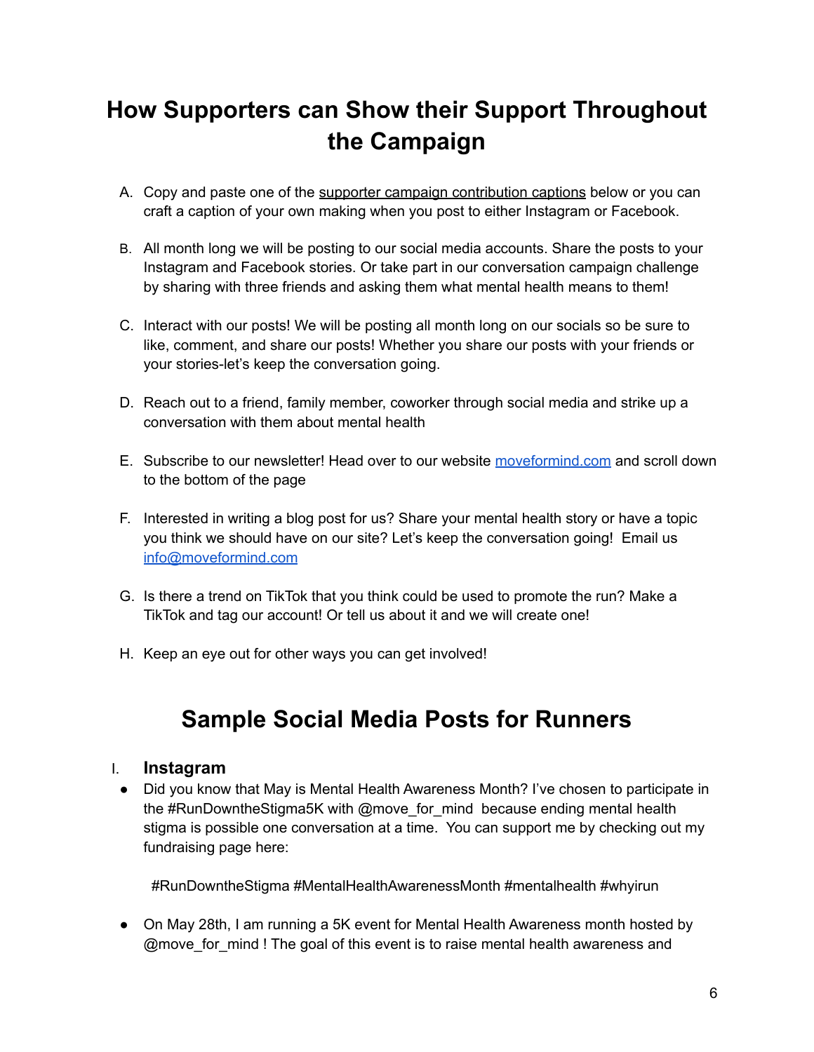# How Supporters can Show their Support Throughout the Campaign

A. Copy and paste one of the supporter campaign contribution captions below or you can craft a caption of your own making when you post to either Instagram or Facebook.

B. All month long we will be posting to our social media accounts. Share the posts to your Instagram and Facebook stories. Or take part in our conversation campaign challenge by sharing with three friends and asking them what mental health means to them!

C. Interact with our posts! We will be posting all month long on our socials so be sure to like, comment, and share our posts! Whether you share our posts with your friends or your stories-let's keep the conversation going.

D. Reach out to a friend, family member, coworker through social media and strike up a conversation with them about mental health

E. Subscribe to our newsletter! Head over to our website [moveformind.com](moveformind.com) and scroll down to the bottom of the page

F. Interested in writing a blog post for us? Share your mental health story or have a topic you think we should have on our site? Let's keep the conversation going! Email us [info@moveformind.com](mailto:info@moveformind.com)

G. Is there a trend on TikTok that you think could be used to promote the run? Make a TikTok and tag our account! Or tell us about it and we will create one!

H. Keep an eye out for other ways you can get involved!

# Sample Social Media Posts for Runners

## I. Instagram

- Did you know that May is Mental Health Awareness Month? I've chosen to participate in the #RunDowntheStigma5K with @move_for_mind because ending mental health stigma is possible one conversation at a time. You can support me by checking out my fundraising page here:

  #RunDowntheStigma #MentalHealthAwarenessMonth #mentalhealth #whyirun

- On May 28th, I am running a 5K event for Mental Health Awareness month hosted by @move_for_mind ! The goal of this event is to raise mental health awareness and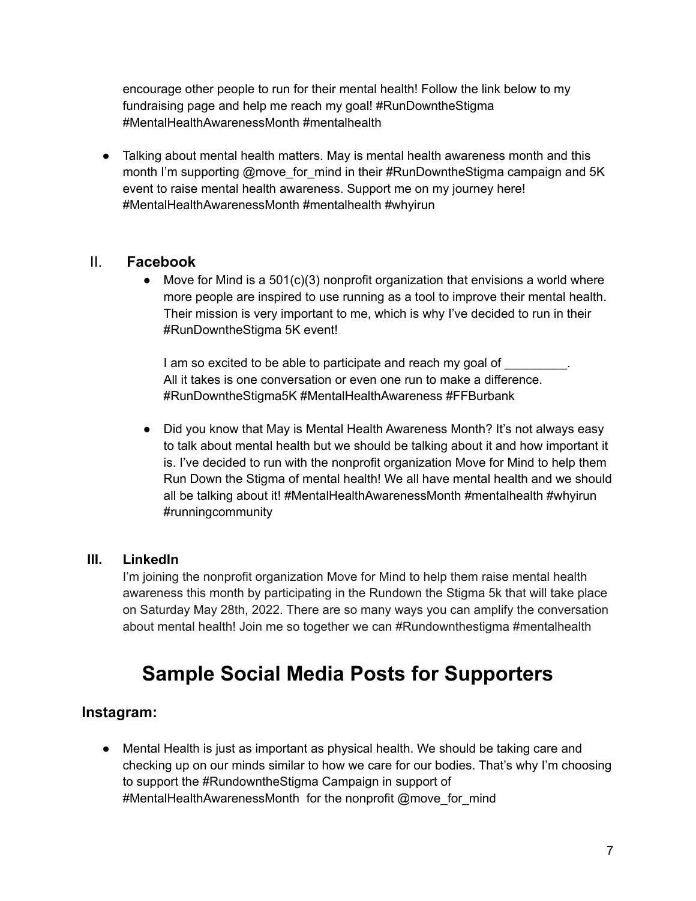encourage other people to run for their mental health! Follow the link below to my fundraising page and help me reach my goal! #RunDowntheStigma #MentalHealthAwarenessMonth #mentalhealth

- Talking about mental health matters. May is mental health awareness month and this month I'm supporting @move_for_mind in their #RunDowntheStigma campaign and 5K event to raise mental health awareness. Support me on my journey here! #MentalHealthAwarenessMonth #mentalhealth #whyirun

### II. **Facebook**

- Move for Mind is a 501(c)(3) nonprofit organization that envisions a world where more people are inspired to use running as a tool to improve their mental health. Their mission is very important to me, which is why I've decided to run in their #RunDowntheStigma 5K event!

  I am so excited to be able to participate and reach my goal of _________. All it takes is one conversation or even one run to make a difference. #RunDowntheStigma5K #MentalHealthAwareness #FFBurbank

- Did you know that May is Mental Health Awareness Month? It's not always easy to talk about mental health but we should be talking about it and how important it is. I've decided to run with the nonprofit organization Move for Mind to help them Run Down the Stigma of mental health! We all have mental health and we should all be talking about it! #MentalHealthAwarenessMonth #mentalhealth #whyirun #runningcommunity

### III. LinkedIn

I'm joining the nonprofit organization Move for Mind to help them raise mental health awareness this month by participating in the Rundown the Stigma 5k that will take place on Saturday May 28th, 2022. There are so many ways you can amplify the conversation about mental health! Join me so together we can #Rundownthestigma #mentalhealth

# Sample Social Media Posts for Supporters

## Instagram:

- Mental Health is just as important as physical health. We should be taking care and checking up on our minds similar to how we care for our bodies. That's why I'm choosing to support the #RundowntheStigma Campaign in support of #MentalHealthAwarenessMonth for the nonprofit @move_for_mind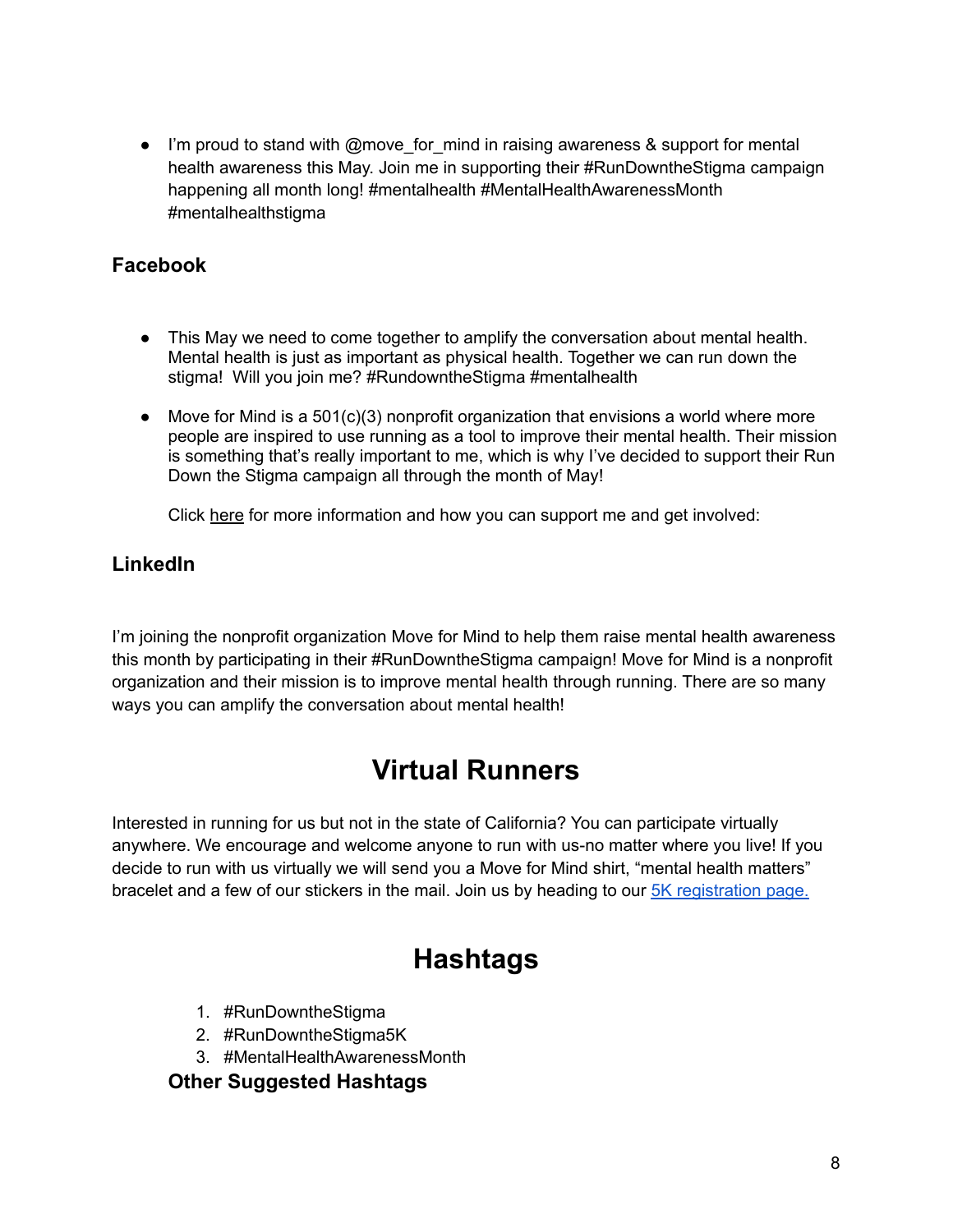- I'm proud to stand with @move_for_mind in raising awareness & support for mental health awareness this May. Join me in supporting their #RunDowntheStigma campaign happening all month long! #mentalhealth #MentalHealthAwarenessMonth #mentalhealthstigma

### Facebook

- This May we need to come together to amplify the conversation about mental health. Mental health is just as important as physical health. Together we can run down the stigma!  Will you join me? #RundowntheStigma #mentalhealth

- Move for Mind is a 501(c)(3) nonprofit organization that envisions a world where more people are inspired to use running as a tool to improve their mental health. Their mission is something that's really important to me, which is why I've decided to support their Run Down the Stigma campaign all through the month of May!

  Click here for more information and how you can support me and get involved:

### LinkedIn

I'm joining the nonprofit organization Move for Mind to help them raise mental health awareness this month by participating in their #RunDowntheStigma campaign! Move for Mind is a nonprofit organization and their mission is to improve mental health through running. There are so many ways you can amplify the conversation about mental health!

## Virtual Runners

Interested in running for us but not in the state of California? You can participate virtually anywhere. We encourage and welcome anyone to run with us-no matter where you live! If you decide to run with us virtually we will send you a Move for Mind shirt, "mental health matters" bracelet and a few of our stickers in the mail. Join us by heading to our 5K registration page.

## Hashtags

1. #RunDowntheStigma
2. #RunDowntheStigma5K
3. #MentalHealthAwarenessMonth

### Other Suggested Hashtags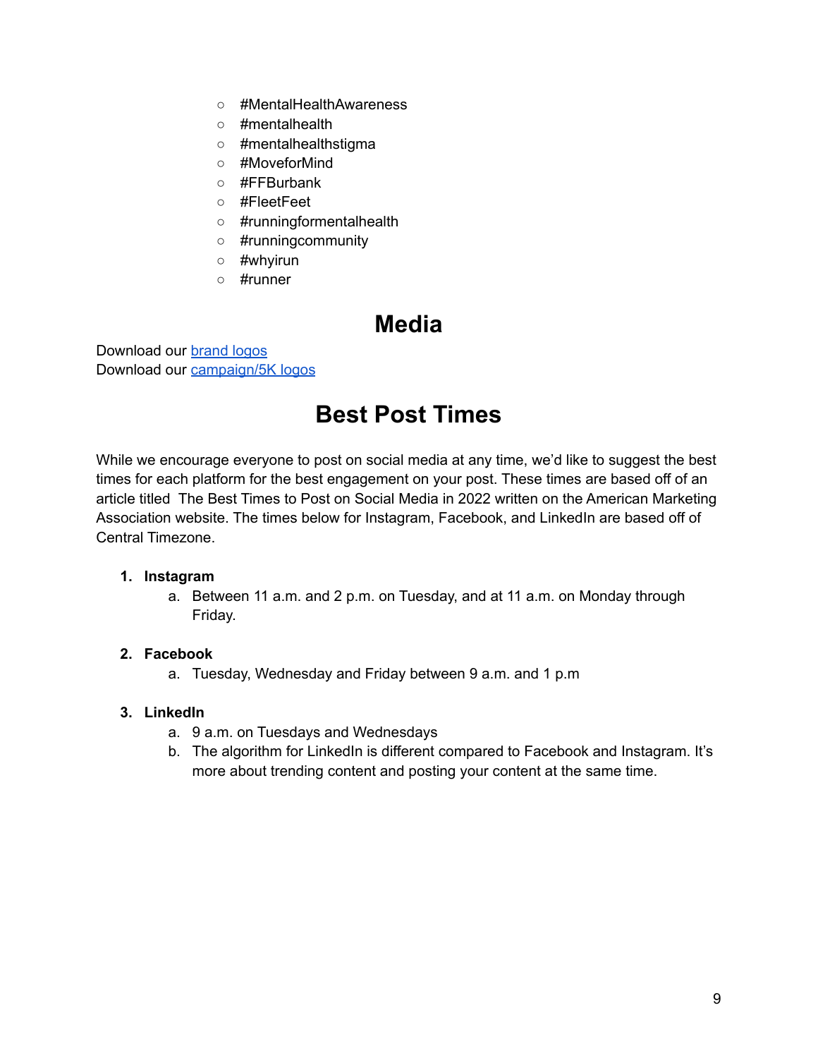- #MentalHealthAwareness
- #mentalhealth
- #mentalhealthstigma
- #MoveforMind
- #FFBurbank
- #FleetFeet
- #runningformentalhealth
- #runningcommunity
- #whyirun
- #runner

# Media

Download our [brand logos]()
Download our [campaign/5K logos]()

# Best Post Times

While we encourage everyone to post on social media at any time, we'd like to suggest the best times for each platform for the best engagement on your post. These times are based off of an article titled The Best Times to Post on Social Media in 2022 written on the American Marketing Association website. The times below for Instagram, Facebook, and LinkedIn are based off of Central Timezone.

1. **Instagram**
    a. Between 11 a.m. and 2 p.m. on Tuesday, and at 11 a.m. on Monday through Friday.

2. **Facebook**
    a. Tuesday, Wednesday and Friday between 9 a.m. and 1 p.m

3. **LinkedIn**
    a. 9 a.m. on Tuesdays and Wednesdays
    b. The algorithm for LinkedIn is different compared to Facebook and Instagram. It's more about trending content and posting your content at the same time.